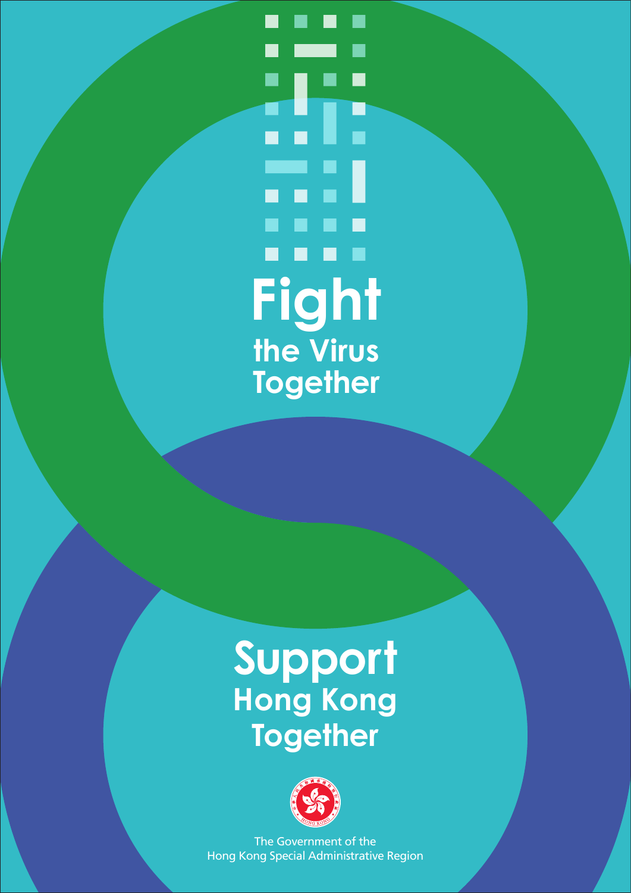# Fight the Virus Together

# Support Hong Kong Together

The Government of the Hong Kong Special Administrative Region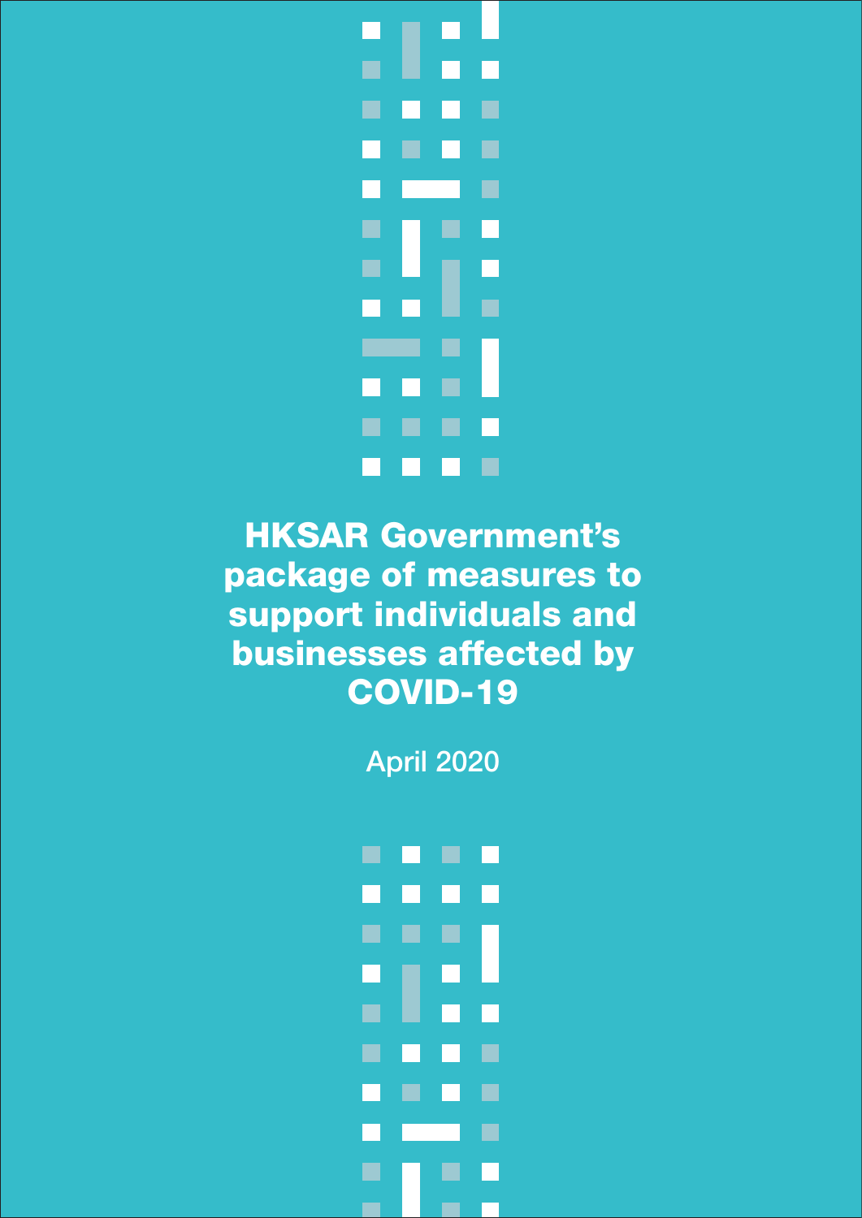# HKSAR Government's package of measures to support individuals and businesses affected by COVID-19

April 2020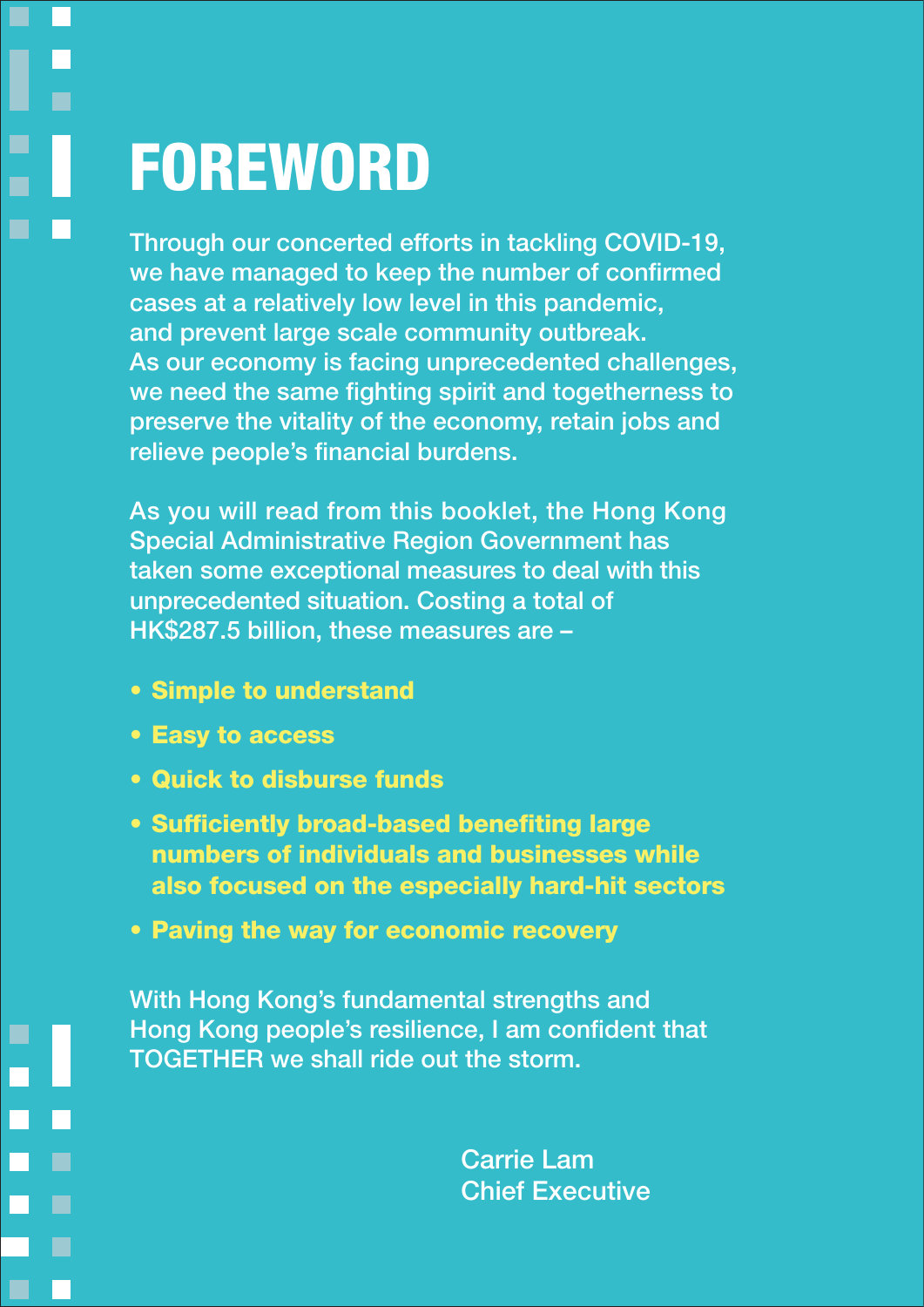# FOREWORD

Through our concerted efforts in tackling COVID-19, we have managed to keep the number of confirmed cases at a relatively low level in this pandemic, and prevent large scale community outbreak. As our economy is facing unprecedented challenges, we need the same fighting spirit and togetherness to preserve the vitality of the economy, retain jobs and relieve people's financial burdens.

As you will read from this booklet, the Hong Kong Special Administrative Region Government has taken some exceptional measures to deal with this unprecedented situation. Costing a total of HK$287.5 billion, these measures are –

- **Simple to understand**
- **Easy to access**
- **Quick to disburse funds**
- **Sufficiently broad-based benefiting large numbers of individuals and businesses while also focused on the especially hard-hit sectors**
- **Paving the way for economic recovery**

With Hong Kong's fundamental strengths and Hong Kong people's resilience, I am confident that TOGETHER we shall ride out the storm.

Carrie Lam
Chief Executive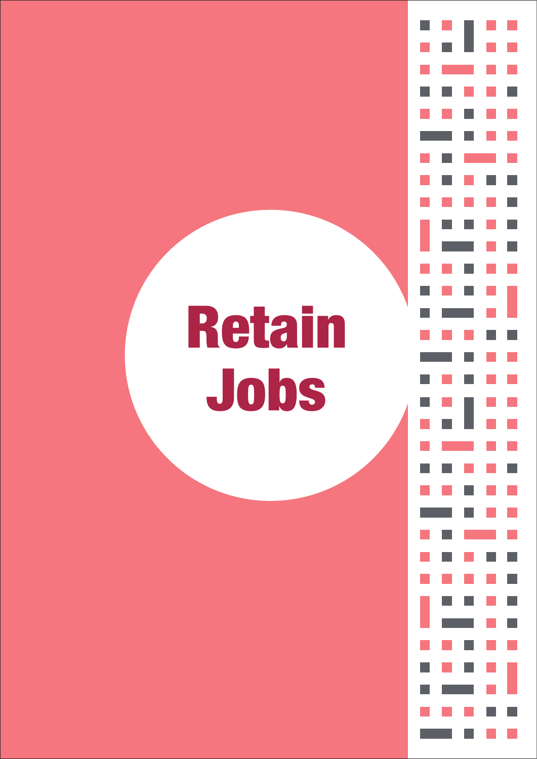# Retain Jobs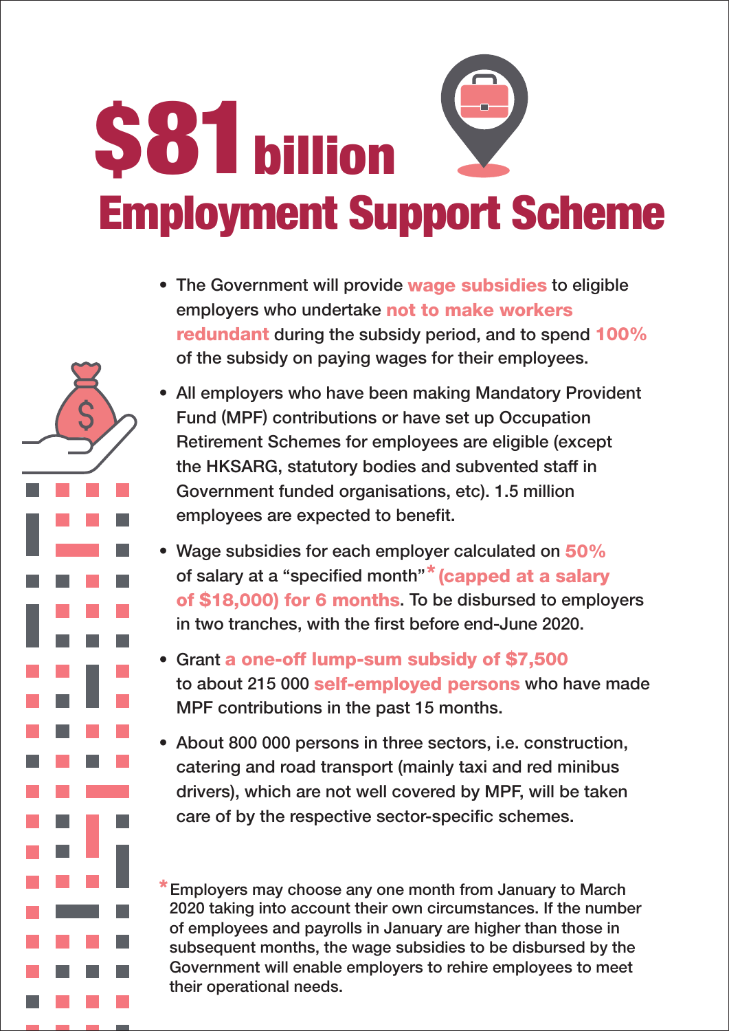# $81 billion Employment Support Scheme

- The Government will provide **wage subsidies** to eligible employers who undertake **not to make workers redundant** during the subsidy period, and to spend **100%** of the subsidy on paying wages for their employees.
- All employers who have been making Mandatory Provident Fund (MPF) contributions or have set up Occupation Retirement Schemes for employees are eligible (except the HKSARG, statutory bodies and subvented staff in Government funded organisations, etc). 1.5 million employees are expected to benefit.
- Wage subsidies for each employer calculated on **50%** of salary at a "specified month"* **(capped at a salary of $18,000) for 6 months**. To be disbursed to employers in two tranches, with the first before end-June 2020.
- Grant **a one-off lump-sum subsidy of $7,500** to about 215 000 **self-employed persons** who have made MPF contributions in the past 15 months.
- About 800 000 persons in three sectors, i.e. construction, catering and road transport (mainly taxi and red minibus drivers), which are not well covered by MPF, will be taken care of by the respective sector-specific schemes.

*Employers may choose any one month from January to March 2020 taking into account their own circumstances. If the number of employees and payrolls in January are higher than those in subsequent months, the wage subsidies to be disbursed by the Government will enable employers to rehire employees to meet their operational needs.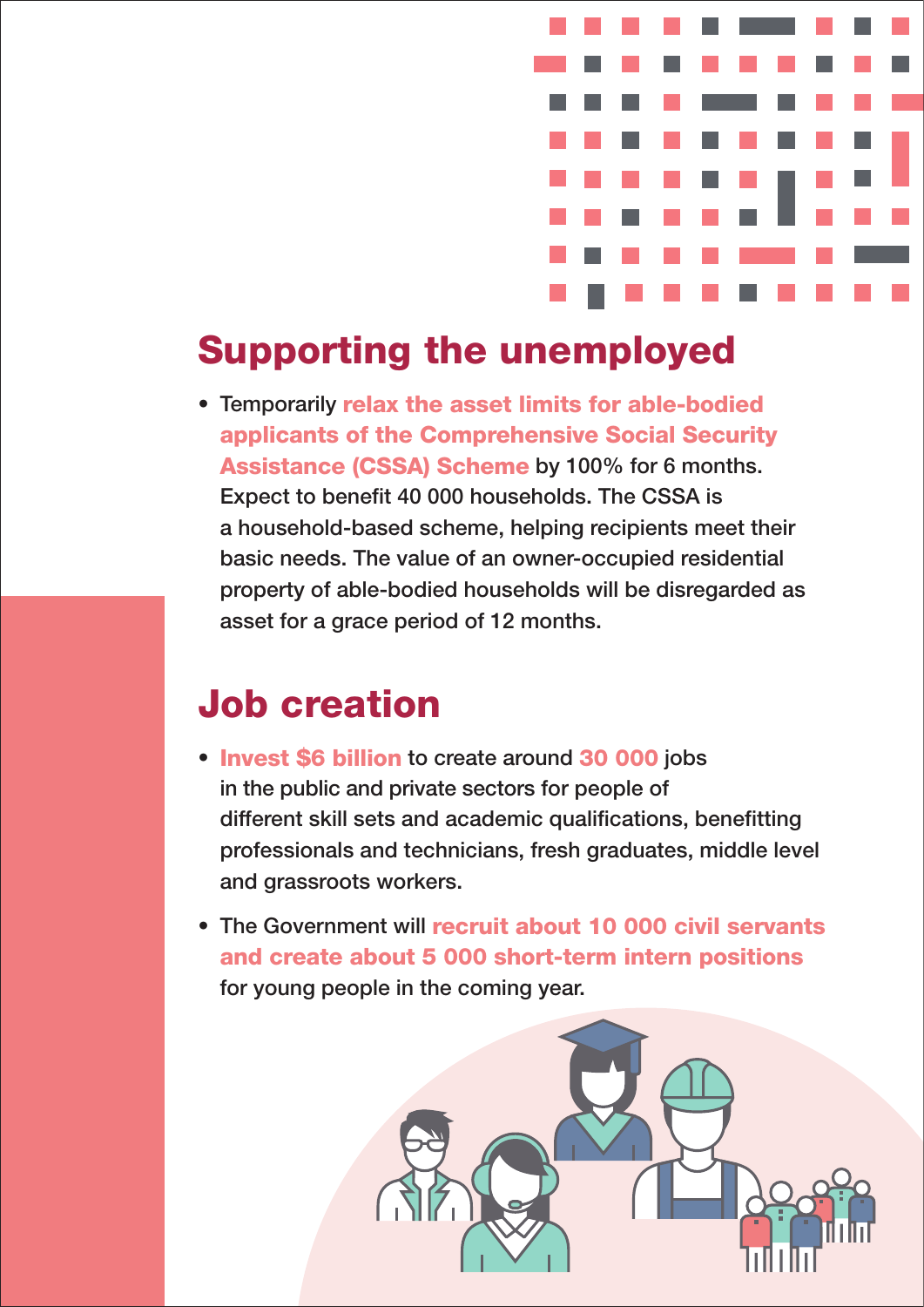## Supporting the unemployed

- Temporarily **relax the asset limits for able-bodied applicants of the Comprehensive Social Security Assistance (CSSA) Scheme** by 100% for 6 months. Expect to benefit 40 000 households. The CSSA is a household-based scheme, helping recipients meet their basic needs. The value of an owner-occupied residential property of able-bodied households will be disregarded as asset for a grace period of 12 months.

## Job creation

- **Invest $6 billion** to create around **30 000** jobs in the public and private sectors for people of different skill sets and academic qualifications, benefitting professionals and technicians, fresh graduates, middle level and grassroots workers.
- The Government will **recruit about 10 000 civil servants and create about 5 000 short-term intern positions** for young people in the coming year.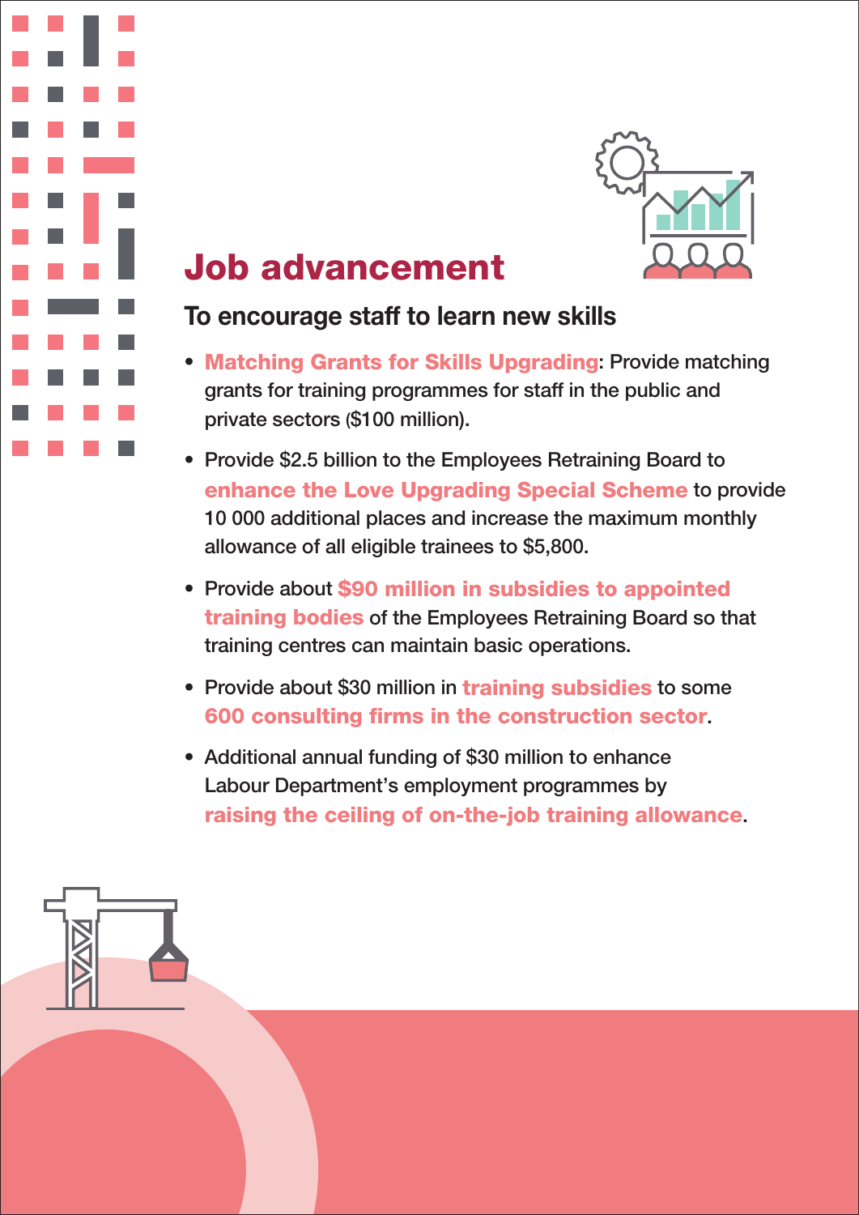# Job advancement

## To encourage staff to learn new skills

- **Matching Grants for Skills Upgrading**: Provide matching grants for training programmes for staff in the public and private sectors ($100 million).
- Provide $2.5 billion to the Employees Retraining Board to **enhance the Love Upgrading Special Scheme** to provide 10 000 additional places and increase the maximum monthly allowance of all eligible trainees to $5,800.
- Provide about **$90 million in subsidies to appointed training bodies** of the Employees Retraining Board so that training centres can maintain basic operations.
- Provide about $30 million in **training subsidies** to some **600 consulting firms in the construction sector**.
- Additional annual funding of $30 million to enhance Labour Department's employment programmes by **raising the ceiling of on-the-job training allowance**.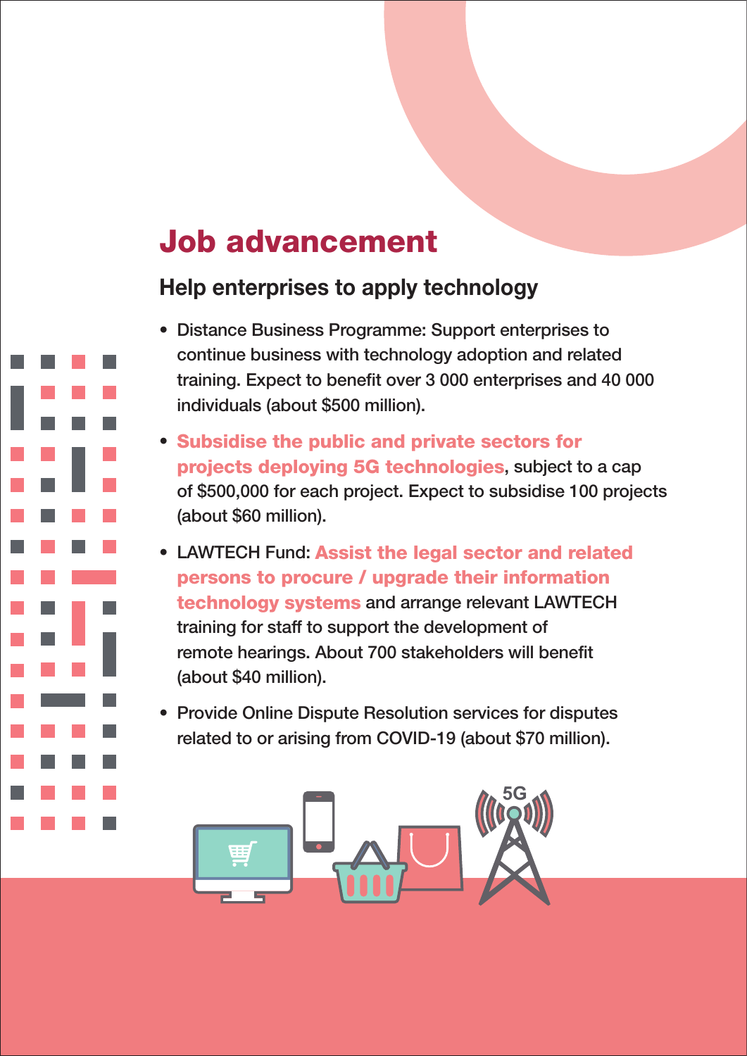# Job advancement

## Help enterprises to apply technology

- Distance Business Programme: Support enterprises to continue business with technology adoption and related training. Expect to benefit over 3 000 enterprises and 40 000 individuals (about $500 million).
- **Subsidise the public and private sectors for projects deploying 5G technologies**, subject to a cap of $500,000 for each project. Expect to subsidise 100 projects (about $60 million).
- LAWTECH Fund: **Assist the legal sector and related persons to procure / upgrade their information technology systems** and arrange relevant LAWTECH training for staff to support the development of remote hearings. About 700 stakeholders will benefit (about $40 million).
- Provide Online Dispute Resolution services for disputes related to or arising from COVID-19 (about $70 million).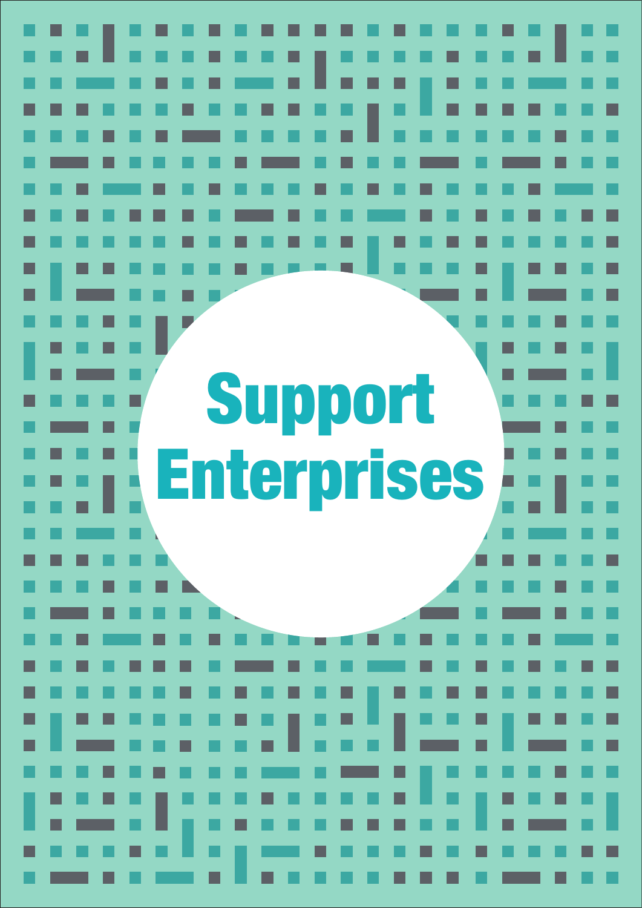# Support Enterprises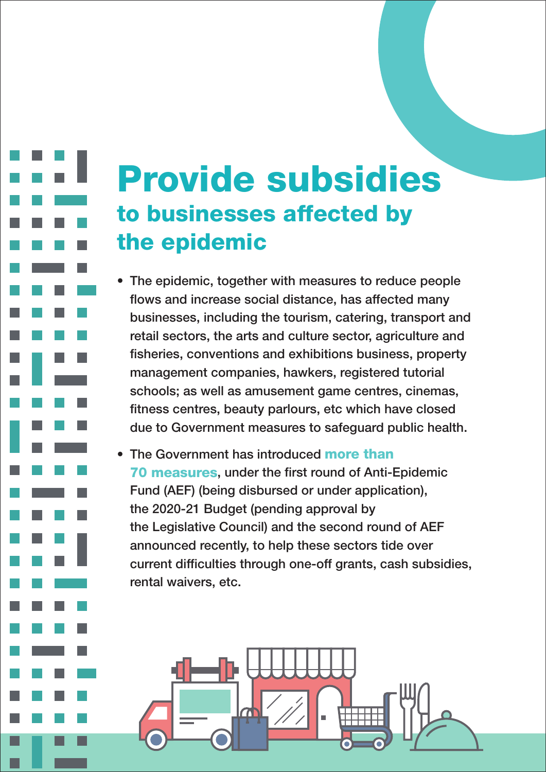# Provide subsidies

## to businesses affected by the epidemic

- The epidemic, together with measures to reduce people flows and increase social distance, has affected many businesses, including the tourism, catering, transport and retail sectors, the arts and culture sector, agriculture and fisheries, conventions and exhibitions business, property management companies, hawkers, registered tutorial schools; as well as amusement game centres, cinemas, fitness centres, beauty parlours, etc which have closed due to Government measures to safeguard public health.
- The Government has introduced **more than 70 measures**, under the first round of Anti-Epidemic Fund (AEF) (being disbursed or under application), the 2020-21 Budget (pending approval by the Legislative Council) and the second round of AEF announced recently, to help these sectors tide over current difficulties through one-off grants, cash subsidies, rental waivers, etc.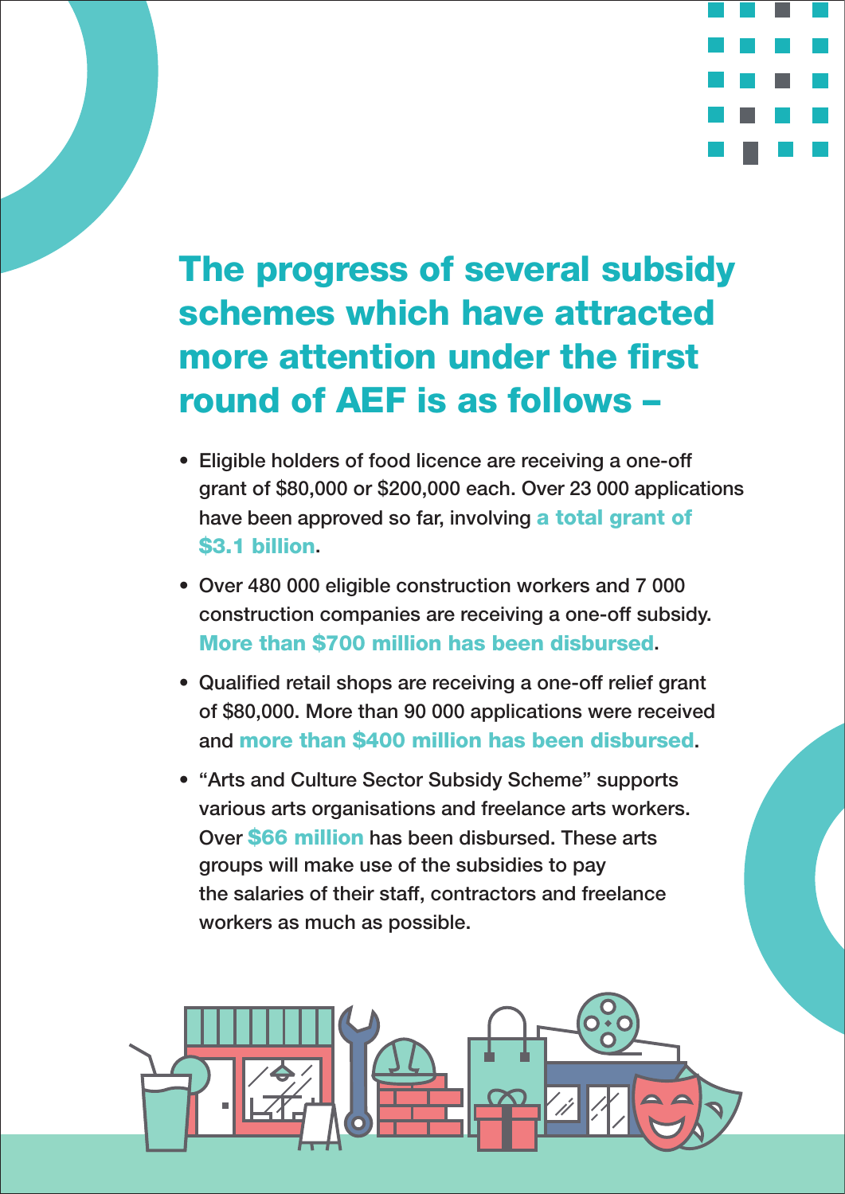## The progress of several subsidy schemes which have attracted more attention under the first round of AEF is as follows –

- Eligible holders of food licence are receiving a one-off grant of $80,000 or $200,000 each. Over 23 000 applications have been approved so far, involving **a total grant of $3.1 billion**.
- Over 480 000 eligible construction workers and 7 000 construction companies are receiving a one-off subsidy. **More than $700 million has been disbursed**.
- Qualified retail shops are receiving a one-off relief grant of $80,000. More than 90 000 applications were received and **more than $400 million has been disbursed**.
- "Arts and Culture Sector Subsidy Scheme" supports various arts organisations and freelance arts workers. Over **$66 million** has been disbursed. These arts groups will make use of the subsidies to pay the salaries of their staff, contractors and freelance workers as much as possible.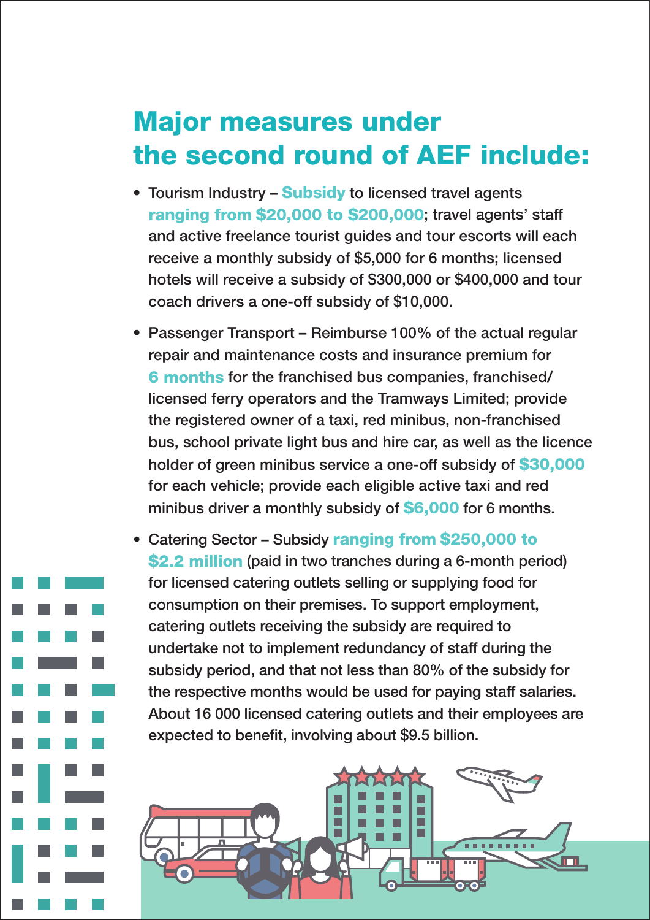# Major measures under the second round of AEF include:

- Tourism Industry – **Subsidy** to licensed travel agents **ranging from $20,000 to $200,000**; travel agents' staff and active freelance tourist guides and tour escorts will each receive a monthly subsidy of $5,000 for 6 months; licensed hotels will receive a subsidy of $300,000 or $400,000 and tour coach drivers a one-off subsidy of $10,000.
- Passenger Transport – Reimburse 100% of the actual regular repair and maintenance costs and insurance premium for **6 months** for the franchised bus companies, franchised/licensed ferry operators and the Tramways Limited; provide the registered owner of a taxi, red minibus, non-franchised bus, school private light bus and hire car, as well as the licence holder of green minibus service a one-off subsidy of **$30,000** for each vehicle; provide each eligible active taxi and red minibus driver a monthly subsidy of **$6,000** for 6 months.
- Catering Sector – Subsidy **ranging from $250,000 to $2.2 million** (paid in two tranches during a 6-month period) for licensed catering outlets selling or supplying food for consumption on their premises. To support employment, catering outlets receiving the subsidy are required to undertake not to implement redundancy of staff during the subsidy period, and that not less than 80% of the subsidy for the respective months would be used for paying staff salaries. About 16 000 licensed catering outlets and their employees are expected to benefit, involving about $9.5 billion.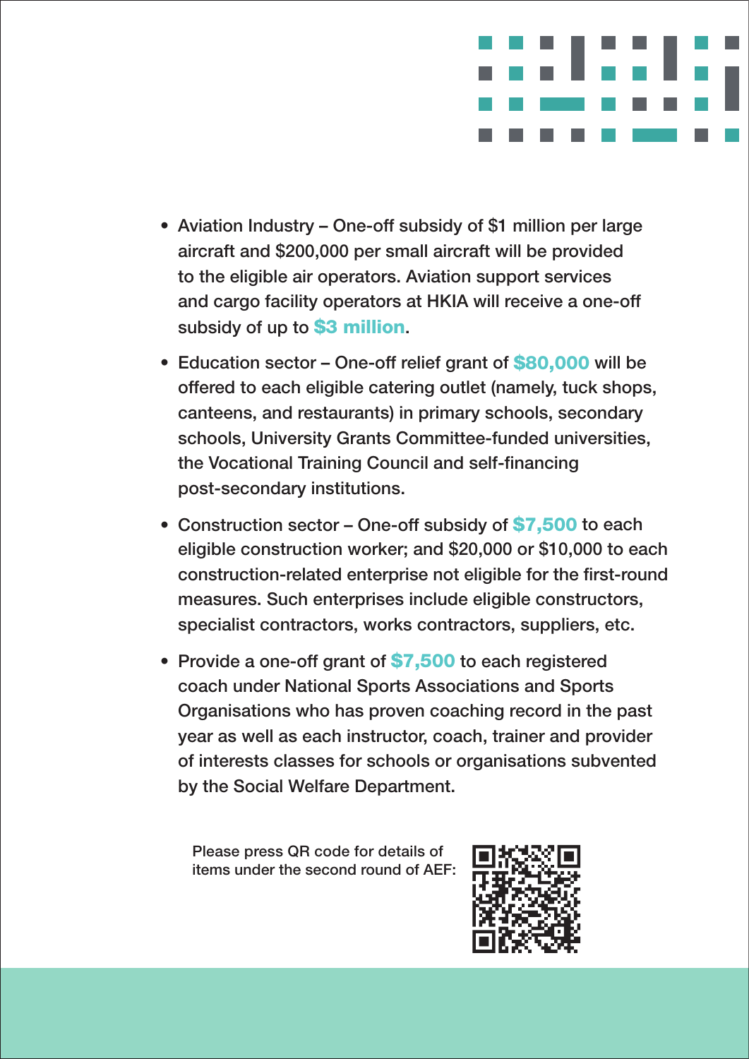- Aviation Industry – One-off subsidy of $1 million per large aircraft and $200,000 per small aircraft will be provided to the eligible air operators. Aviation support services and cargo facility operators at HKIA will receive a one-off subsidy of up to **$3 million**.
- Education sector – One-off relief grant of **$80,000** will be offered to each eligible catering outlet (namely, tuck shops, canteens, and restaurants) in primary schools, secondary schools, University Grants Committee-funded universities, the Vocational Training Council and self-financing post-secondary institutions.
- Construction sector – One-off subsidy of **$7,500** to each eligible construction worker; and $20,000 or $10,000 to each construction-related enterprise not eligible for the first-round measures. Such enterprises include eligible constructors, specialist contractors, works contractors, suppliers, etc.
- Provide a one-off grant of **$7,500** to each registered coach under National Sports Associations and Sports Organisations who has proven coaching record in the past year as well as each instructor, coach, trainer and provider of interests classes for schools or organisations subvented by the Social Welfare Department.

Please press QR code for details of items under the second round of AEF: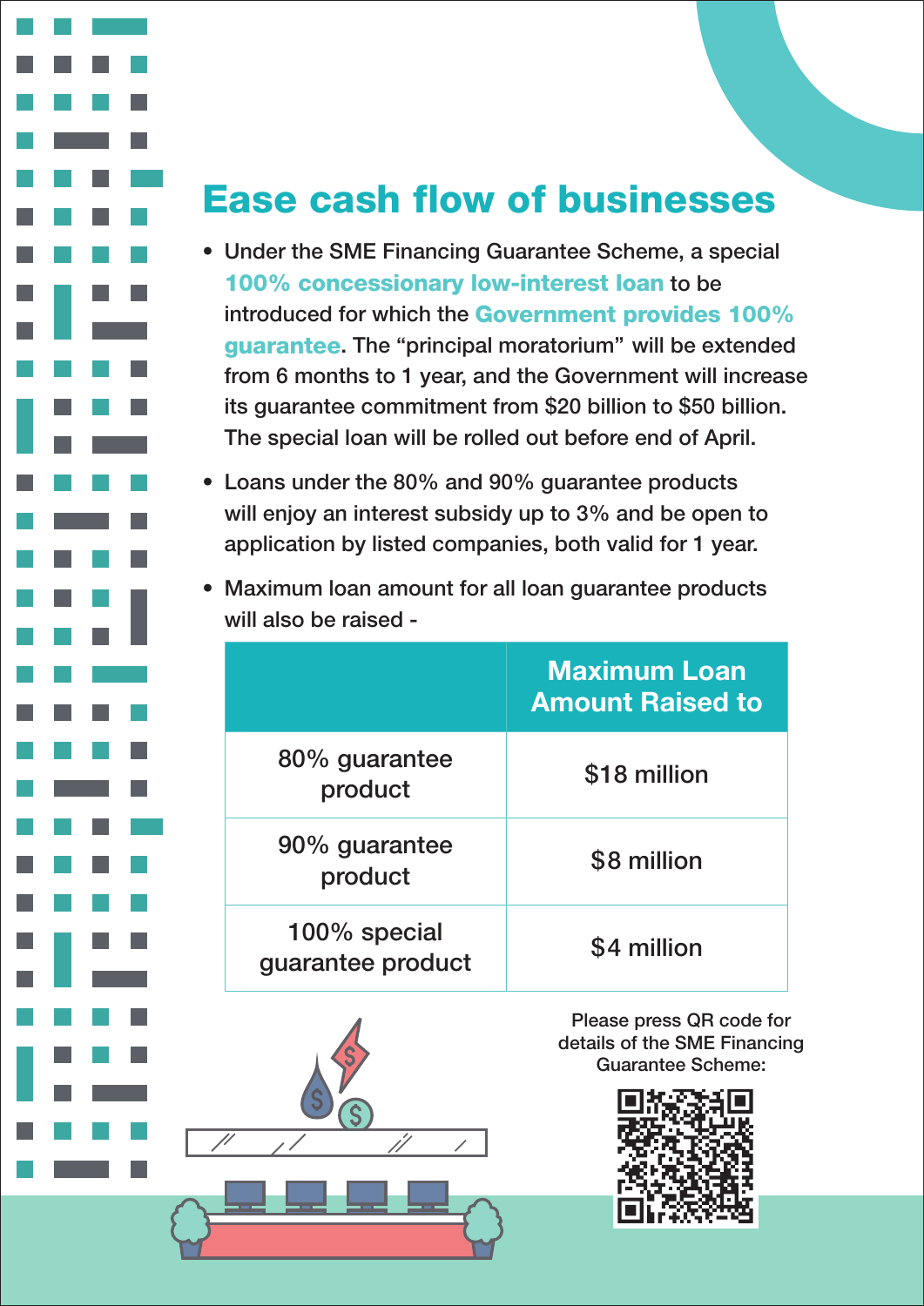# Ease cash flow of businesses

- Under the SME Financing Guarantee Scheme, a special **100% concessionary low-interest loan** to be introduced for which the **Government provides 100% guarantee**. The "principal moratorium" will be extended from 6 months to 1 year, and the Government will increase its guarantee commitment from $20 billion to $50 billion. The special loan will be rolled out before end of April.
- Loans under the 80% and 90% guarantee products will enjoy an interest subsidy up to 3% and be open to application by listed companies, both valid for 1 year.
- Maximum loan amount for all loan guarantee products will also be raised -

| | Maximum Loan Amount Raised to |
|---|---|
| 80% guarantee product | $18 million |
| 90% guarantee product | $8 million |
| 100% special guarantee product | $4 million |

Please press QR code for details of the SME Financing Guarantee Scheme: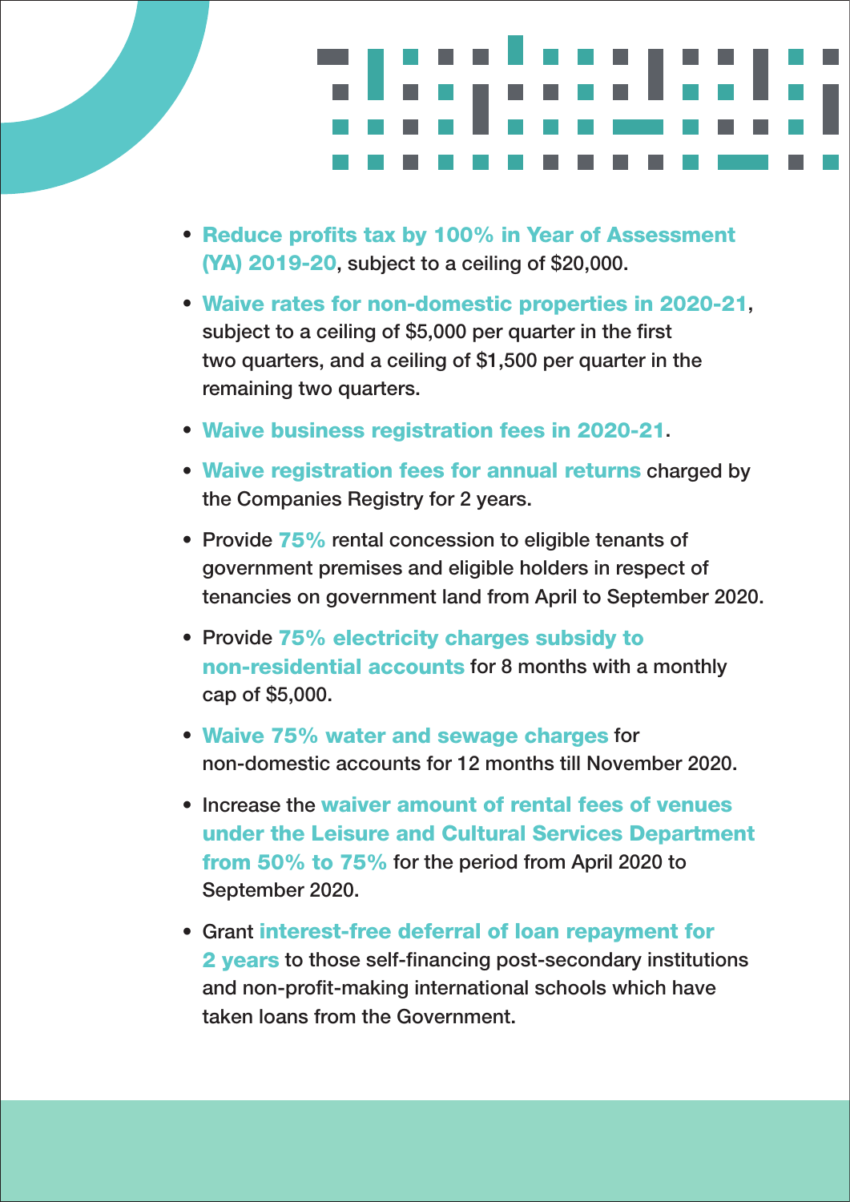- **Reduce profits tax by 100% in Year of Assessment (YA) 2019-20**, subject to a ceiling of $20,000.
- **Waive rates for non-domestic properties in 2020-21**, subject to a ceiling of $5,000 per quarter in the first two quarters, and a ceiling of $1,500 per quarter in the remaining two quarters.
- **Waive business registration fees in 2020-21**.
- **Waive registration fees for annual returns** charged by the Companies Registry for 2 years.
- Provide **75%** rental concession to eligible tenants of government premises and eligible holders in respect of tenancies on government land from April to September 2020.
- Provide **75% electricity charges subsidy to non-residential accounts** for 8 months with a monthly cap of $5,000.
- **Waive 75% water and sewage charges** for non-domestic accounts for 12 months till November 2020.
- Increase the **waiver amount of rental fees of venues under the Leisure and Cultural Services Department from 50% to 75%** for the period from April 2020 to September 2020.
- Grant **interest-free deferral of loan repayment for 2 years** to those self-financing post-secondary institutions and non-profit-making international schools which have taken loans from the Government.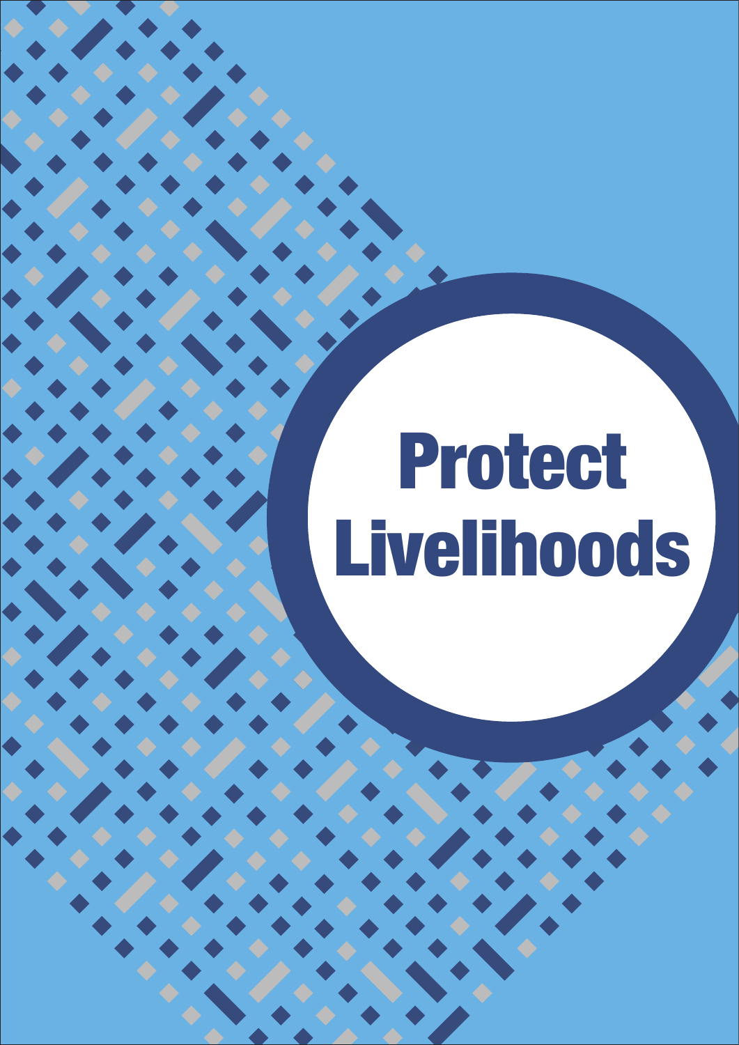# Protect Livelihoods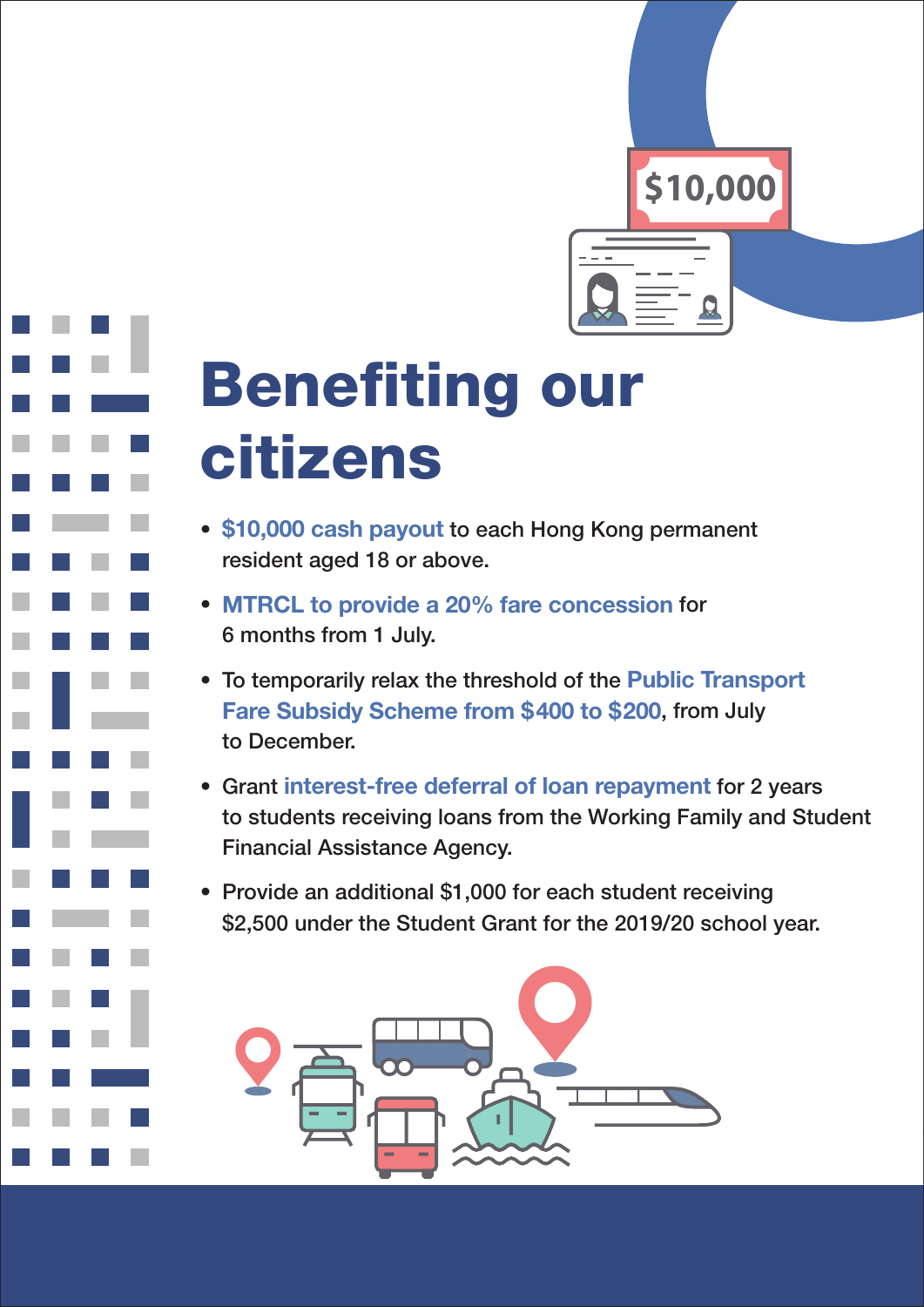# Benefiting our citizens

- **$10,000 cash payout** to each Hong Kong permanent resident aged 18 or above.
- **MTRCL to provide a 20% fare concession** for 6 months from 1 July.
- To temporarily relax the threshold of the **Public Transport Fare Subsidy Scheme from $400 to $200**, from July to December.
- Grant **interest-free deferral of loan repayment** for 2 years to students receiving loans from the Working Family and Student Financial Assistance Agency.
- Provide an additional $1,000 for each student receiving $2,500 under the Student Grant for the 2019/20 school year.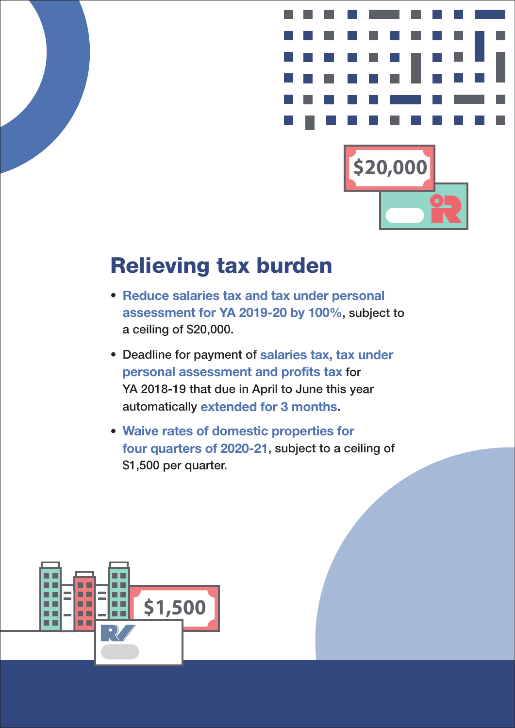## Relieving tax burden

- **Reduce salaries tax and tax under personal assessment for YA 2019-20 by 100%**, subject to a ceiling of $20,000.
- Deadline for payment of **salaries tax, tax under personal assessment and profits tax** for YA 2018-19 that due in April to June this year automatically **extended for 3 months**.
- **Waive rates of domestic properties for four quarters of 2020-21**, subject to a ceiling of $1,500 per quarter.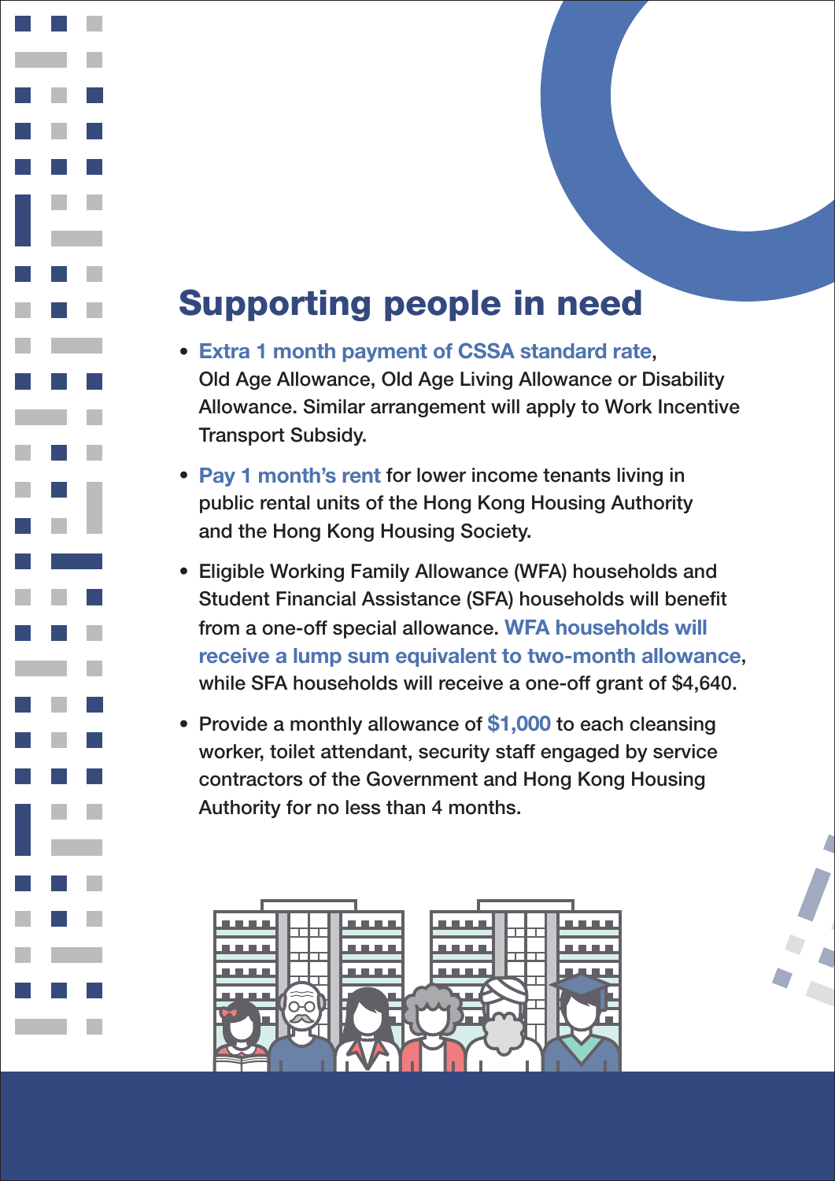# Supporting people in need

- **Extra 1 month payment of CSSA standard rate**, Old Age Allowance, Old Age Living Allowance or Disability Allowance. Similar arrangement will apply to Work Incentive Transport Subsidy.
- **Pay 1 month's rent** for lower income tenants living in public rental units of the Hong Kong Housing Authority and the Hong Kong Housing Society.
- Eligible Working Family Allowance (WFA) households and Student Financial Assistance (SFA) households will benefit from a one-off special allowance. **WFA households will receive a lump sum equivalent to two-month allowance**, while SFA households will receive a one-off grant of $4,640.
- Provide a monthly allowance of **$1,000** to each cleansing worker, toilet attendant, security staff engaged by service contractors of the Government and Hong Kong Housing Authority for no less than 4 months.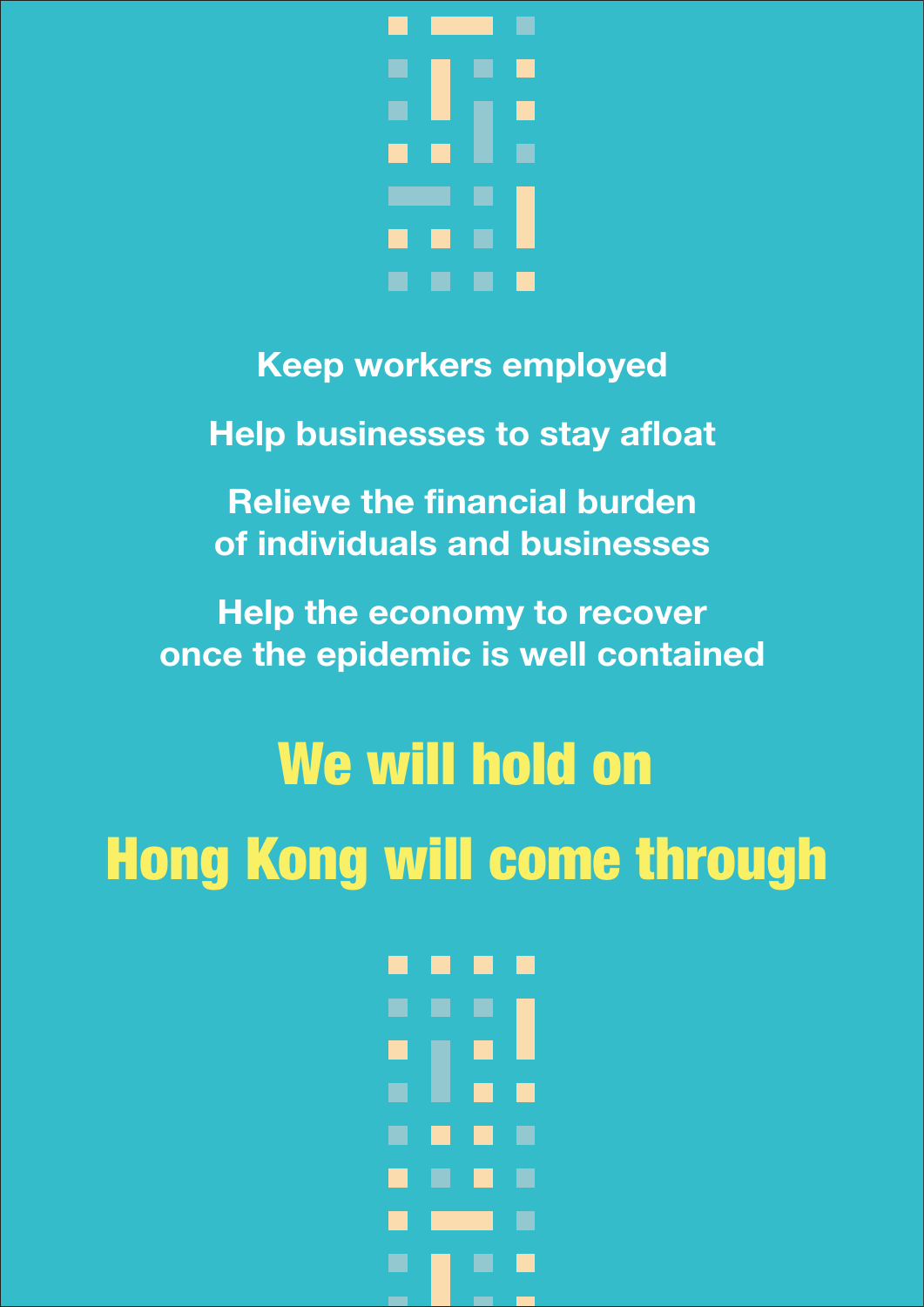Keep workers employed

Help businesses to stay afloat

Relieve the financial burden
of individuals and businesses

Help the economy to recover
once the epidemic is well contained

**We will hold on**

**Hong Kong will come through**